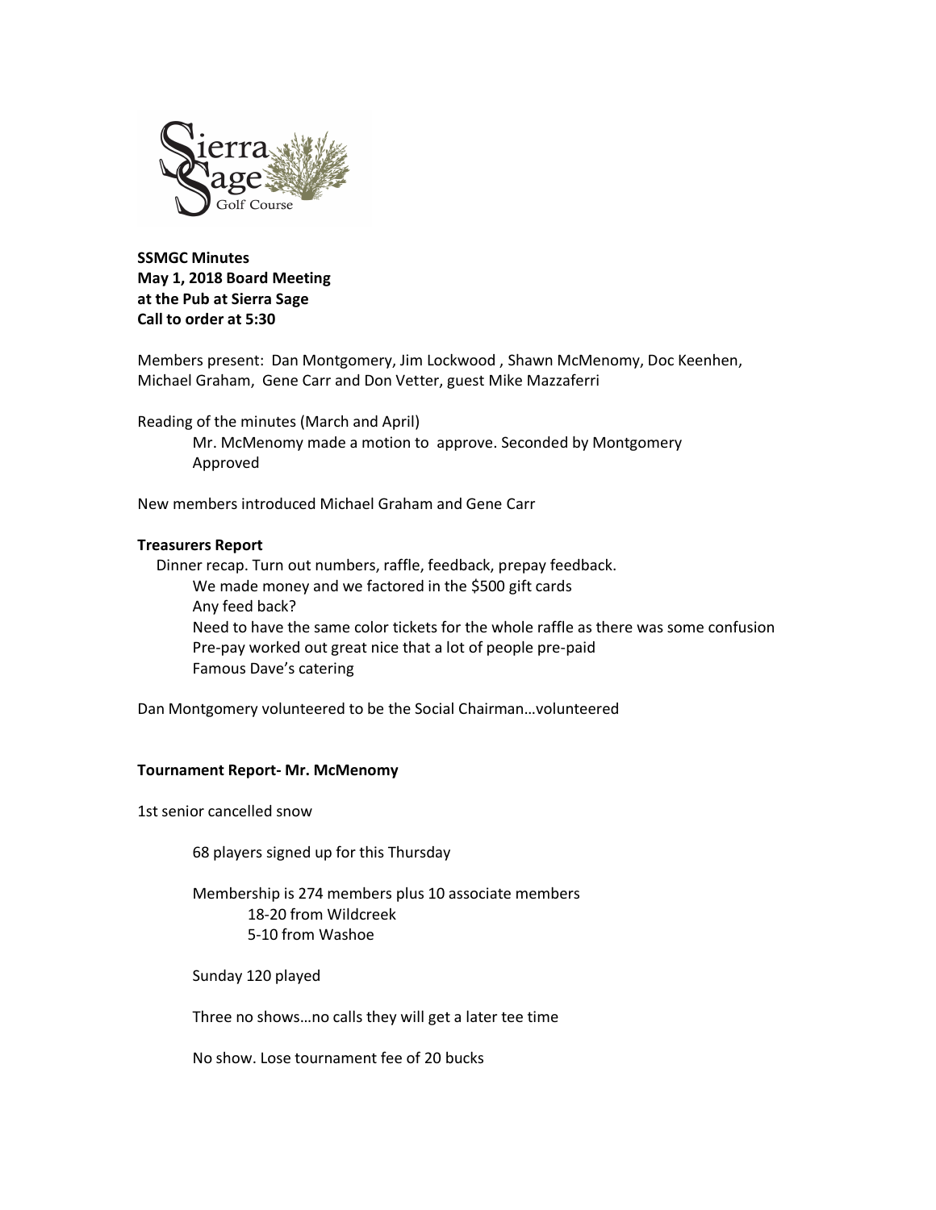**SSMGC Minutes**
**May 1, 2018 Board Meeting**
**at the Pub at Sierra Sage**
**Call to order at 5:30**

Members present: Dan Montgomery, Jim Lockwood , Shawn McMenomy, Doc Keenhen, Michael Graham, Gene Carr and Don Vetter, guest Mike Mazzaferri

Reading of the minutes (March and April)

Mr. McMenomy made a motion to approve. Seconded by Montgomery

Approved

New members introduced Michael Graham and Gene Carr

**Treasurers Report**

Dinner recap. Turn out numbers, raffle, feedback, prepay feedback.

We made money and we factored in the $500 gift cards

Any feed back?

Need to have the same color tickets for the whole raffle as there was some confusion

Pre-pay worked out great nice that a lot of people pre-paid

Famous Dave's catering

Dan Montgomery volunteered to be the Social Chairman…volunteered

**Tournament Report- Mr. McMenomy**

1st senior cancelled snow

68 players signed up for this Thursday

Membership is 274 members plus 10 associate members

18-20 from Wildcreek

5-10 from Washoe

Sunday 120 played

Three no shows…no calls they will get a later tee time

No show. Lose tournament fee of 20 bucks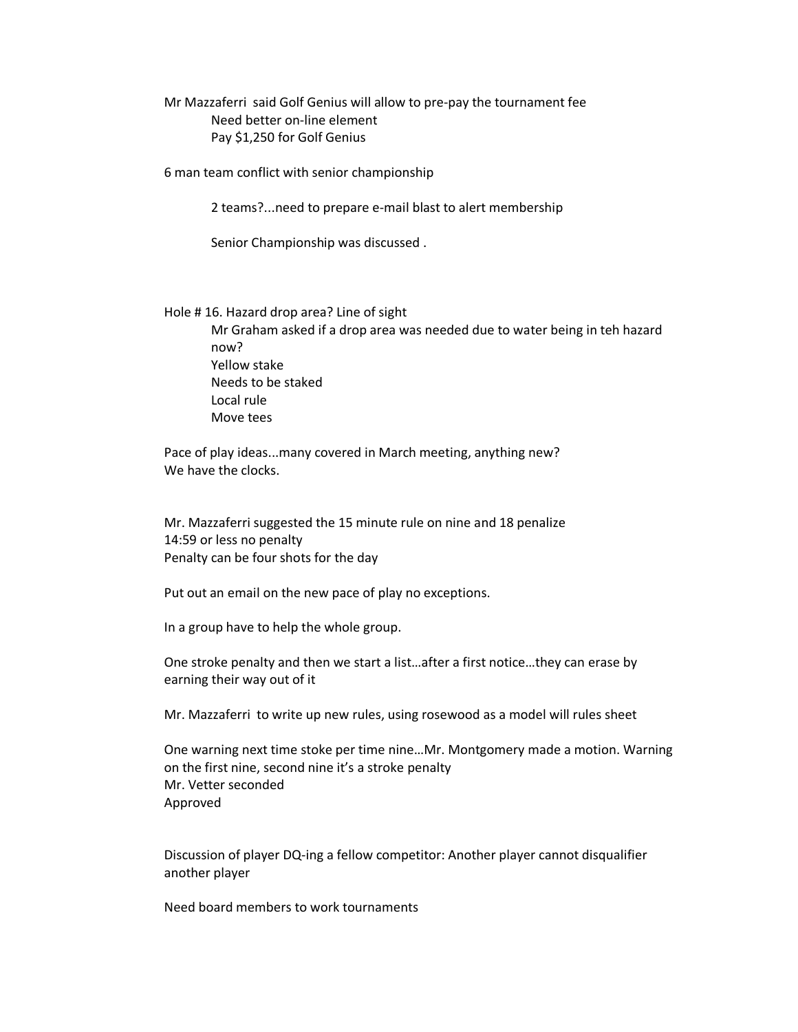Mr Mazzaferri  said Golf Genius will allow to pre-pay the tournament fee

  Need better on-line element
  Pay $1,250 for Golf Genius

6 man team conflict with senior championship

  2 teams?...need to prepare e-mail blast to alert membership

  Senior Championship was discussed .

Hole # 16. Hazard drop area? Line of sight

  Mr Graham asked if a drop area was needed due to water being in teh hazard now?
  Yellow stake
  Needs to be staked
  Local rule
  Move tees

Pace of play ideas...many covered in March meeting, anything new?
We have the clocks.

Mr. Mazzaferri suggested the 15 minute rule on nine and 18 penalize
14:59 or less no penalty
Penalty can be four shots for the day

Put out an email on the new pace of play no exceptions.

In a group have to help the whole group.

One stroke penalty and then we start a list…after a first notice…they can erase by earning their way out of it

Mr. Mazzaferri  to write up new rules, using rosewood as a model will rules sheet

One warning next time stoke per time nine…Mr. Montgomery made a motion. Warning on the first nine, second nine it's a stroke penalty
Mr. Vetter seconded
Approved

Discussion of player DQ-ing a fellow competitor: Another player cannot disqualifier another player

Need board members to work tournaments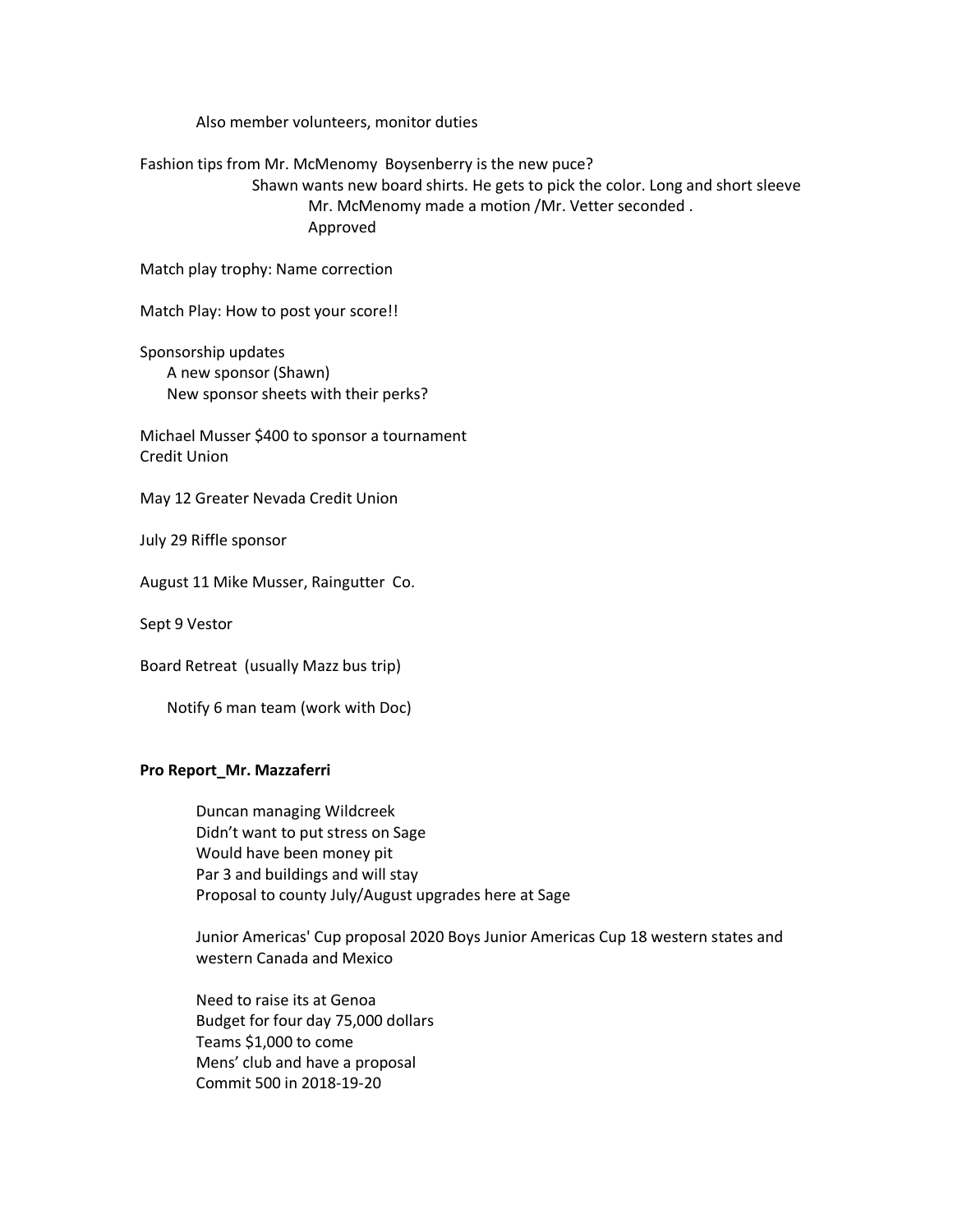Also member volunteers, monitor duties

Fashion tips from Mr. McMenomy  Boysenberry is the new puce?

Shawn wants new board shirts. He gets to pick the color. Long and short sleeve

Mr. McMenomy made a motion /Mr. Vetter seconded .

Approved

Match play trophy: Name correction

Match Play: How to post your score!!

Sponsorship updates

- A new sponsor (Shawn)
- New sponsor sheets with their perks?

Michael Musser $400 to sponsor a tournament
Credit Union

May 12 Greater Nevada Credit Union

July 29 Riffle sponsor

August 11 Mike Musser, Raingutter  Co.

Sept 9 Vestor

Board Retreat  (usually Mazz bus trip)

Notify 6 man team (work with Doc)

**Pro Report_Mr. Mazzaferri**

Duncan managing Wildcreek
Didn't want to put stress on Sage
Would have been money pit
Par 3 and buildings and will stay
Proposal to county July/August upgrades here at Sage

Junior Americas' Cup proposal 2020 Boys Junior Americas Cup 18 western states and western Canada and Mexico

Need to raise its at Genoa
Budget for four day 75,000 dollars
Teams $1,000 to come
Mens' club and have a proposal
Commit 500 in 2018-19-20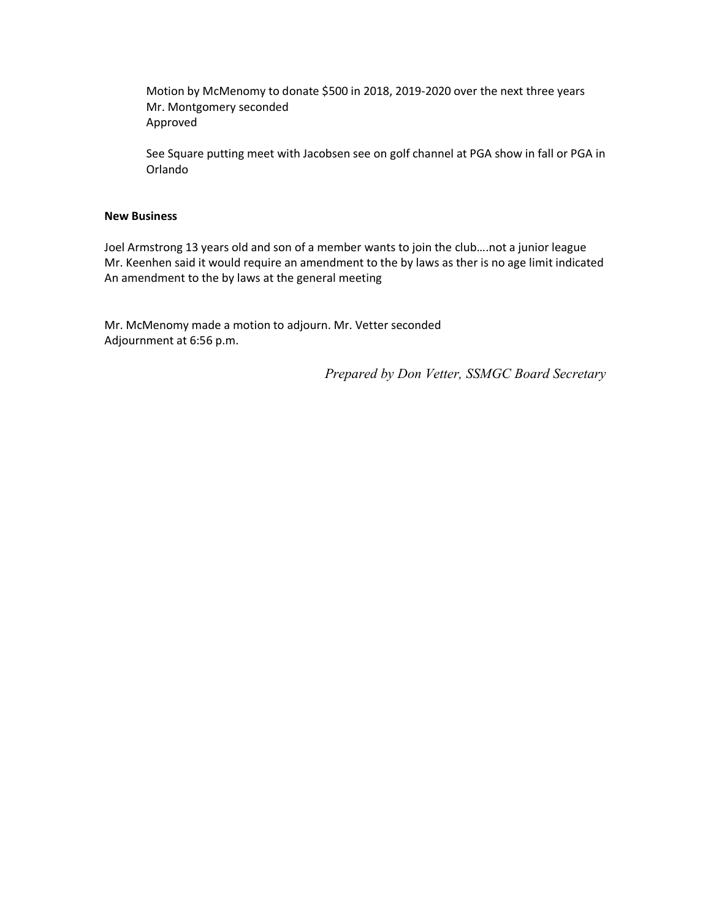Motion by McMenomy to donate $500 in 2018, 2019-2020 over the next three years
Mr. Montgomery seconded
Approved

See Square putting meet with Jacobsen see on golf channel at PGA show in fall or PGA in Orlando

**New Business**

Joel Armstrong 13 years old and son of a member wants to join the club….not a junior league
Mr. Keenhen said it would require an amendment to the by laws as ther is no age limit indicated
An amendment to the by laws at the general meeting

Mr. McMenomy made a motion to adjourn. Mr. Vetter seconded
Adjournment at 6:56 p.m.

*Prepared by Don Vetter, SSMGC Board Secretary*